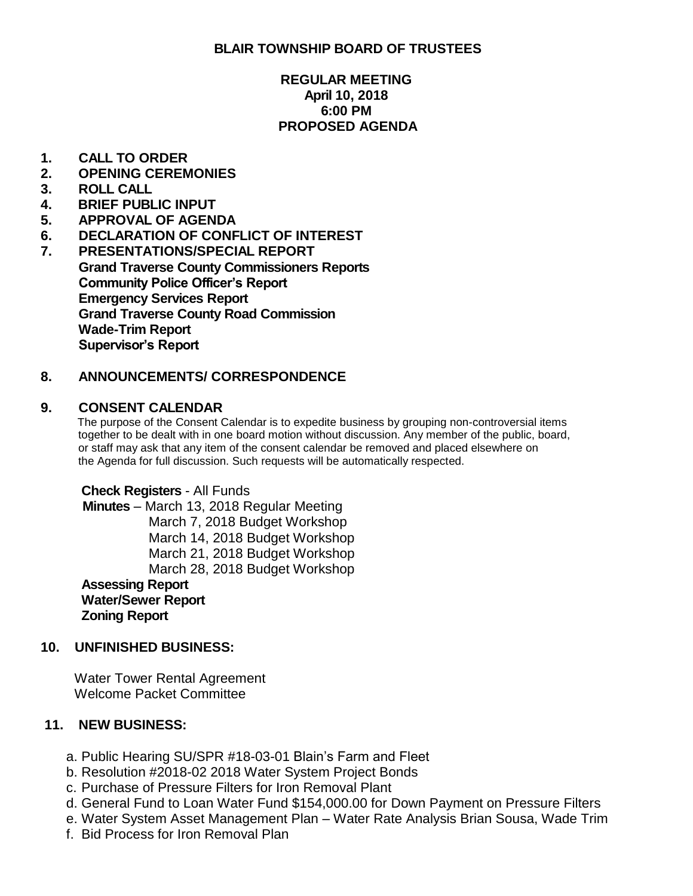**BLAIR TOWNSHIP BOARD OF TRUSTEES**

**REGULAR MEETING**
**April 10, 2018**
**6:00 PM**
**PROPOSED AGENDA**

1. **CALL TO ORDER**
2. **OPENING CEREMONIES**
3. **ROLL CALL**
4. **BRIEF PUBLIC INPUT**
5. **APPROVAL OF AGENDA**
6. **DECLARATION OF CONFLICT OF INTEREST**
7. **PRESENTATIONS/SPECIAL REPORT**
   - **Grand Traverse County Commissioners Reports**
   - **Community Police Officer's Report**
   - **Emergency Services Report**
   - **Grand Traverse County Road Commission**
   - **Wade-Trim Report**
   - **Supervisor's Report**

8. **ANNOUNCEMENTS/ CORRESPONDENCE**

9. **CONSENT CALENDAR**

   The purpose of the Consent Calendar is to expedite business by grouping non-controversial items together to be dealt with in one board motion without discussion. Any member of the public, board, or staff may ask that any item of the consent calendar be removed and placed elsewhere on the Agenda for full discussion. Such requests will be automatically respected.

   **Check Registers** - All Funds
   **Minutes** – March 13, 2018 Regular Meeting
   March 7, 2018 Budget Workshop
   March 14, 2018 Budget Workshop
   March 21, 2018 Budget Workshop
   March 28, 2018 Budget Workshop
   **Assessing Report**
   **Water/Sewer Report**
   **Zoning Report**

10. **UNFINISHED BUSINESS:**

    Water Tower Rental Agreement
    Welcome Packet Committee

11. **NEW BUSINESS:**

    a. Public Hearing SU/SPR #18-03-01 Blain's Farm and Fleet
    b. Resolution #2018-02 2018 Water System Project Bonds
    c. Purchase of Pressure Filters for Iron Removal Plant
    d. General Fund to Loan Water Fund $154,000.00 for Down Payment on Pressure Filters
    e. Water System Asset Management Plan – Water Rate Analysis Brian Sousa, Wade Trim
    f. Bid Process for Iron Removal Plan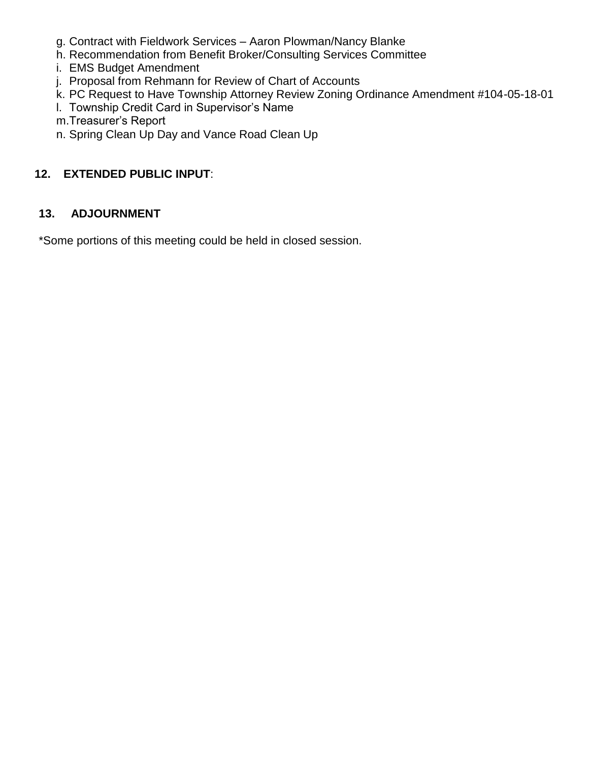g. Contract with Fieldwork Services – Aaron Plowman/Nancy Blanke
h. Recommendation from Benefit Broker/Consulting Services Committee
i. EMS Budget Amendment
j. Proposal from Rehmann for Review of Chart of Accounts
k. PC Request to Have Township Attorney Review Zoning Ordinance Amendment #104-05-18-01
l. Township Credit Card in Supervisor's Name
m. Treasurer's Report
n. Spring Clean Up Day and Vance Road Clean Up

**12. EXTENDED PUBLIC INPUT**:

**13. ADJOURNMENT**

*Some portions of this meeting could be held in closed session.